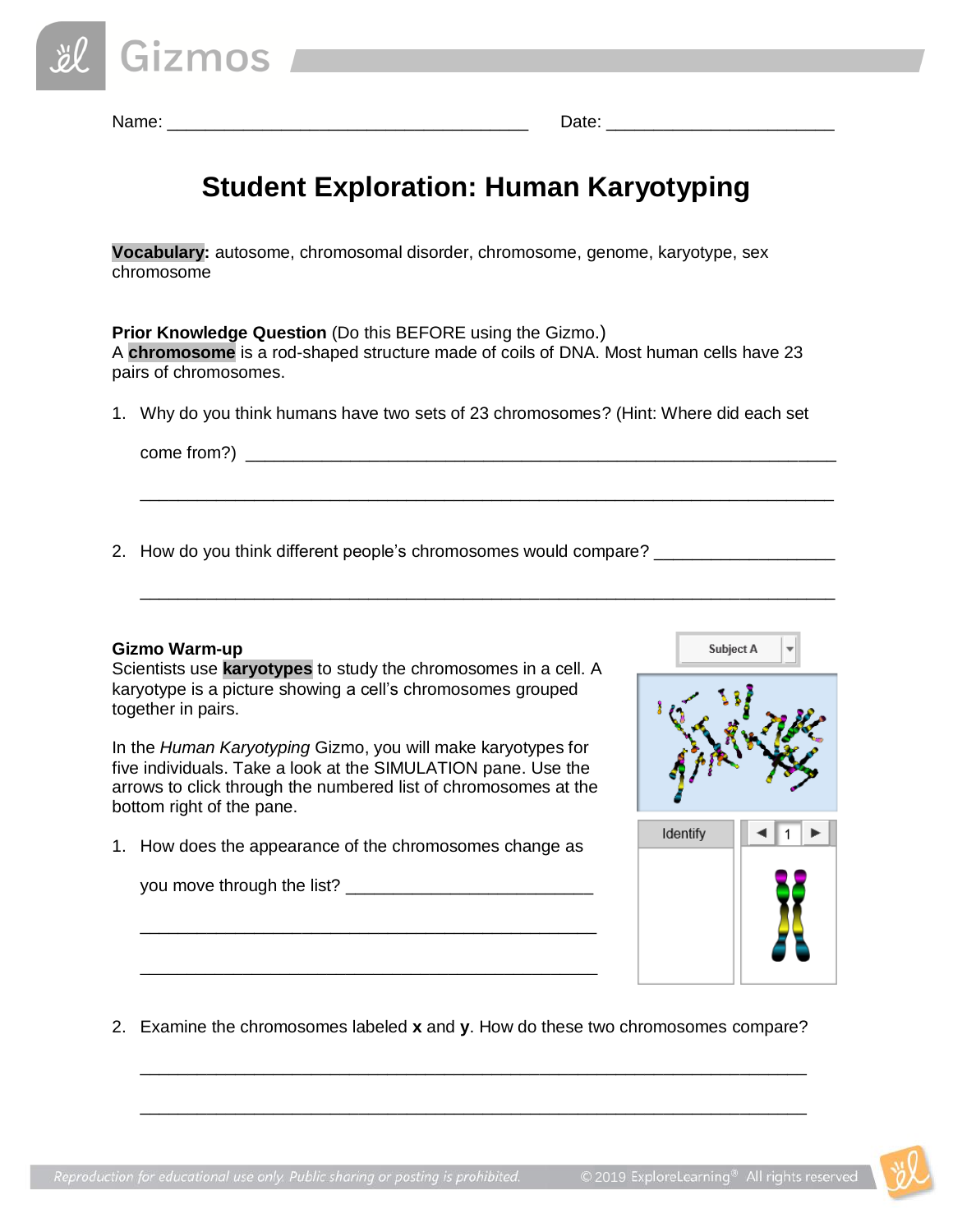Name: ______________________________________ Date: ________________________

# Student Exploration: Human Karyotyping

**Vocabulary:** autosome, chromosomal disorder, chromosome, genome, karyotype, sex chromosome

**Prior Knowledge Question** (Do this BEFORE using the Gizmo.)
A **chromosome** is a rod-shaped structure made of coils of DNA. Most human cells have 23 pairs of chromosomes.

1. Why do you think humans have two sets of 23 chromosomes? (Hint: Where did each set come from?) ___________________________________________________________________

   ___________________________________________________________________

2. How do you think different people's chromosomes would compare? ___________________

   ___________________________________________________________________

**Gizmo Warm-up**
Scientists use **karyotypes** to study the chromosomes in a cell. A karyotype is a picture showing a cell's chromosomes grouped together in pairs.

In the *Human Karyotyping* Gizmo, you will make karyotypes for five individuals. Take a look at the SIMULATION pane. Use the arrows to click through the numbered list of chromosomes at the bottom right of the pane.

Subject A

Identify

1

1. How does the appearance of the chromosomes change as you move through the list? ___________________________

   ___________________________________________________

   ___________________________________________________

2. Examine the chromosomes labeled **x** and **y**. How do these two chromosomes compare?

   ___________________________________________________________________

   ___________________________________________________________________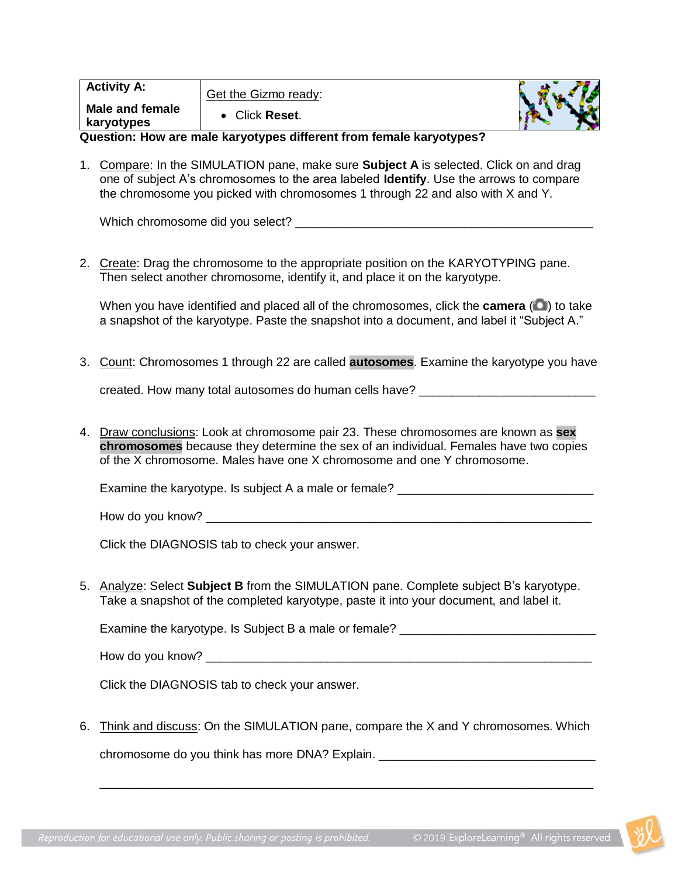| **Activity A:**<br><br>**Male and female karyotypes** | Get the Gizmo ready:<br><br>• Click **Reset**. |
| --- | --- |

**Question: How are male karyotypes different from female karyotypes?**

1. Compare: In the SIMULATION pane, make sure **Subject A** is selected. Click on and drag one of subject A's chromosomes to the area labeled **Identify**. Use the arrows to compare the chromosome you picked with chromosomes 1 through 22 and also with X and Y.

   Which chromosome did you select? _______________________________________________

2. Create: Drag the chromosome to the appropriate position on the KARYOTYPING pane. Then select another chromosome, identify it, and place it on the karyotype.

   When you have identified and placed all of the chromosomes, click the **camera** ( ) to take a snapshot of the karyotype. Paste the snapshot into a document, and label it "Subject A."

3. Count: Chromosomes 1 through 22 are called **autosomes**. Examine the karyotype you have created. How many total autosomes do human cells have? ___________________________

4. Draw conclusions: Look at chromosome pair 23. These chromosomes are known as **sex chromosomes** because they determine the sex of an individual. Females have two copies of the X chromosome. Males have one X chromosome and one Y chromosome.

   Examine the karyotype. Is subject A a male or female? _____________________________

   How do you know? ____________________________________________________________

   Click the DIAGNOSIS tab to check your answer.

5. Analyze: Select **Subject B** from the SIMULATION pane. Complete subject B's karyotype. Take a snapshot of the completed karyotype, paste it into your document, and label it.

   Examine the karyotype. Is Subject B a male or female? _____________________________

   How do you know? ____________________________________________________________

   Click the DIAGNOSIS tab to check your answer.

6. Think and discuss: On the SIMULATION pane, compare the X and Y chromosomes. Which chromosome do you think has more DNA? Explain. ________________________________

   ________________________________________________________________________________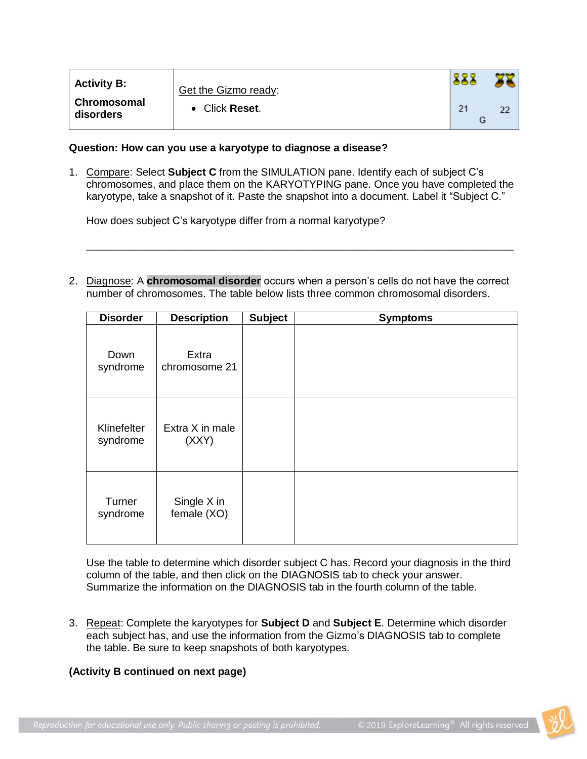| **Activity B:** **Chromosomal disorders** | Get the Gizmo ready: <br>• Click **Reset**. | 21 G 22 |
| --- | --- | --- |

**Question: How can you use a karyotype to diagnose a disease?**

1. Compare: Select **Subject C** from the SIMULATION pane. Identify each of subject C's chromosomes, and place them on the KARYOTYPING pane. Once you have completed the karyotype, take a snapshot of it. Paste the snapshot into a document. Label it "Subject C."

   How does subject C's karyotype differ from a normal karyotype?

   _______________________________________________________________________________

2. Diagnose: A **chromosomal disorder** occurs when a person's cells do not have the correct number of chromosomes. The table below lists three common chromosomal disorders.

| Disorder | Description | Subject | Symptoms |
| --- | --- | --- | --- |
| Down syndrome | Extra chromosome 21 | | |
| Klinefelter syndrome | Extra X in male (XXY) | | |
| Turner syndrome | Single X in female (XO) | | |

   Use the table to determine which disorder subject C has. Record your diagnosis in the third column of the table, and then click on the DIAGNOSIS tab to check your answer. Summarize the information on the DIAGNOSIS tab in the fourth column of the table.

3. Repeat: Complete the karyotypes for **Subject D** and **Subject E**. Determine which disorder each subject has, and use the information from the Gizmo's DIAGNOSIS tab to complete the table. Be sure to keep snapshots of both karyotypes.

**(Activity B continued on next page)**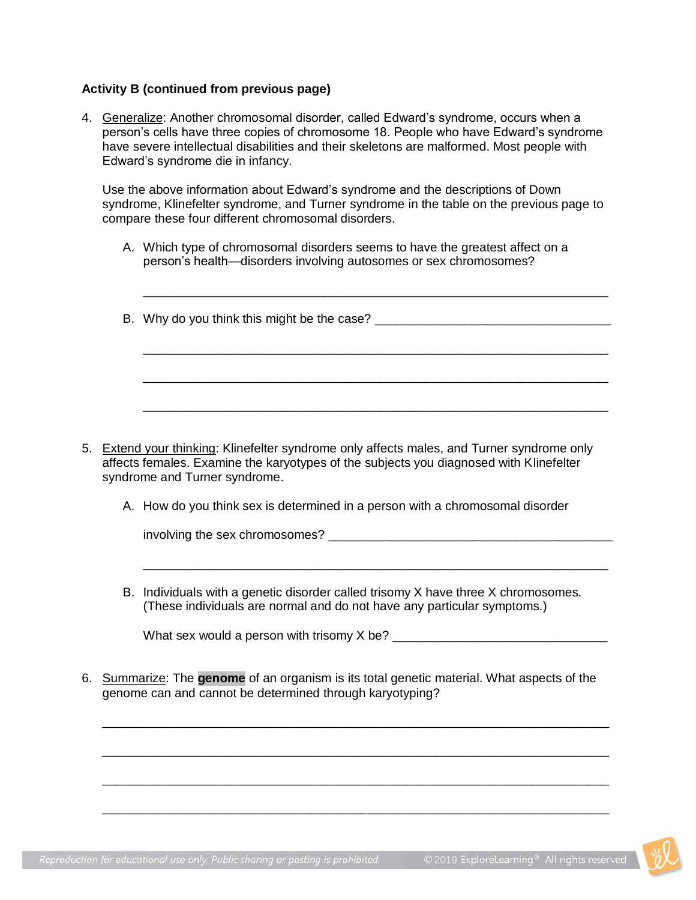**Activity B (continued from previous page)**

4. Generalize: Another chromosomal disorder, called Edward's syndrome, occurs when a person's cells have three copies of chromosome 18. People who have Edward's syndrome have severe intellectual disabilities and their skeletons are malformed. Most people with Edward's syndrome die in infancy.

   Use the above information about Edward's syndrome and the descriptions of Down syndrome, Klinefelter syndrome, and Turner syndrome in the table on the previous page to compare these four different chromosomal disorders.

   A. Which type of chromosomal disorders seems to have the greatest affect on a person's health—disorders involving autosomes or sex chromosomes?

   _______________________________________________________________

   B. Why do you think this might be the case? ______________________________

   _______________________________________________________________

   _______________________________________________________________

   _______________________________________________________________

5. Extend your thinking: Klinefelter syndrome only affects males, and Turner syndrome only affects females. Examine the karyotypes of the subjects you diagnosed with Klinefelter syndrome and Turner syndrome.

   A. How do you think sex is determined in a person with a chromosomal disorder

      involving the sex chromosomes? ____________________________________

   _______________________________________________________________

   B. Individuals with a genetic disorder called trisomy X have three X chromosomes. (These individuals are normal and do not have any particular symptoms.)

      What sex would a person with trisomy X be? __________________________

6. Summarize: The **genome** of an organism is its total genetic material. What aspects of the genome can and cannot be determined through karyotyping?

_______________________________________________________________

_______________________________________________________________

_______________________________________________________________

_______________________________________________________________